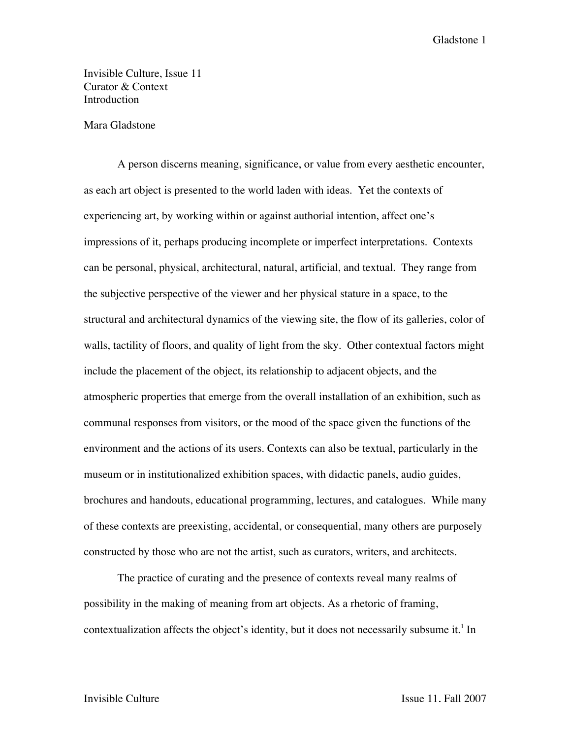Invisible Culture, Issue 11
Curator & Context
Introduction

Mara Gladstone

A person discerns meaning, significance, or value from every aesthetic encounter, as each art object is presented to the world laden with ideas. Yet the contexts of experiencing art, by working within or against authorial intention, affect one's impressions of it, perhaps producing incomplete or imperfect interpretations. Contexts can be personal, physical, architectural, natural, artificial, and textual. They range from the subjective perspective of the viewer and her physical stature in a space, to the structural and architectural dynamics of the viewing site, the flow of its galleries, color of walls, tactility of floors, and quality of light from the sky. Other contextual factors might include the placement of the object, its relationship to adjacent objects, and the atmospheric properties that emerge from the overall installation of an exhibition, such as communal responses from visitors, or the mood of the space given the functions of the environment and the actions of its users. Contexts can also be textual, particularly in the museum or in institutionalized exhibition spaces, with didactic panels, audio guides, brochures and handouts, educational programming, lectures, and catalogues. While many of these contexts are preexisting, accidental, or consequential, many others are purposely constructed by those who are not the artist, such as curators, writers, and architects.

The practice of curating and the presence of contexts reveal many realms of possibility in the making of meaning from art objects. As a rhetoric of framing, contextualization affects the object's identity, but it does not necessarily subsume it.[1] In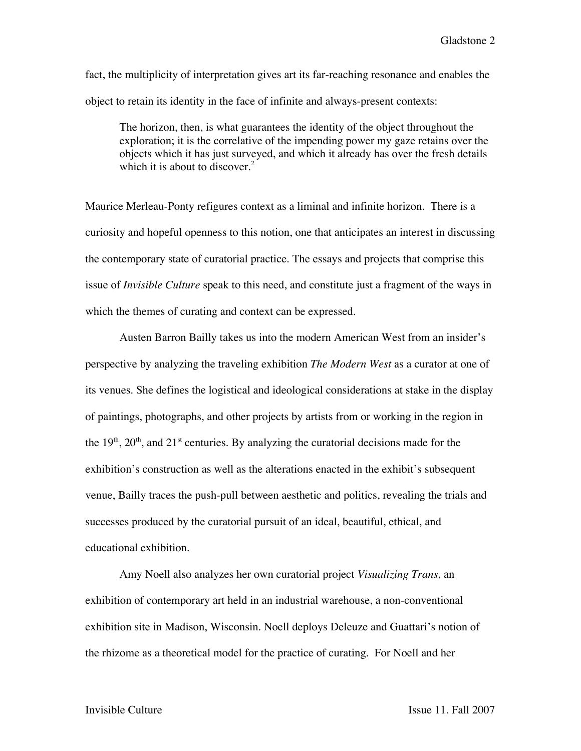fact, the multiplicity of interpretation gives art its far-reaching resonance and enables the object to retain its identity in the face of infinite and always-present contexts:

> The horizon, then, is what guarantees the identity of the object throughout the exploration; it is the correlative of the impending power my gaze retains over the objects which it has just surveyed, and which it already has over the fresh details which it is about to discover.[2]

Maurice Merleau-Ponty refigures context as a liminal and infinite horizon. There is a curiosity and hopeful openness to this notion, one that anticipates an interest in discussing the contemporary state of curatorial practice. The essays and projects that comprise this issue of *Invisible Culture* speak to this need, and constitute just a fragment of the ways in which the themes of curating and context can be expressed.

Austen Barron Bailly takes us into the modern American West from an insider's perspective by analyzing the traveling exhibition *The Modern West* as a curator at one of its venues. She defines the logistical and ideological considerations at stake in the display of paintings, photographs, and other projects by artists from or working in the region in the 19th, 20th, and 21st centuries. By analyzing the curatorial decisions made for the exhibition's construction as well as the alterations enacted in the exhibit's subsequent venue, Bailly traces the push-pull between aesthetic and politics, revealing the trials and successes produced by the curatorial pursuit of an ideal, beautiful, ethical, and educational exhibition.

Amy Noell also analyzes her own curatorial project *Visualizing Trans*, an exhibition of contemporary art held in an industrial warehouse, a non-conventional exhibition site in Madison, Wisconsin. Noell deploys Deleuze and Guattari's notion of the rhizome as a theoretical model for the practice of curating. For Noell and her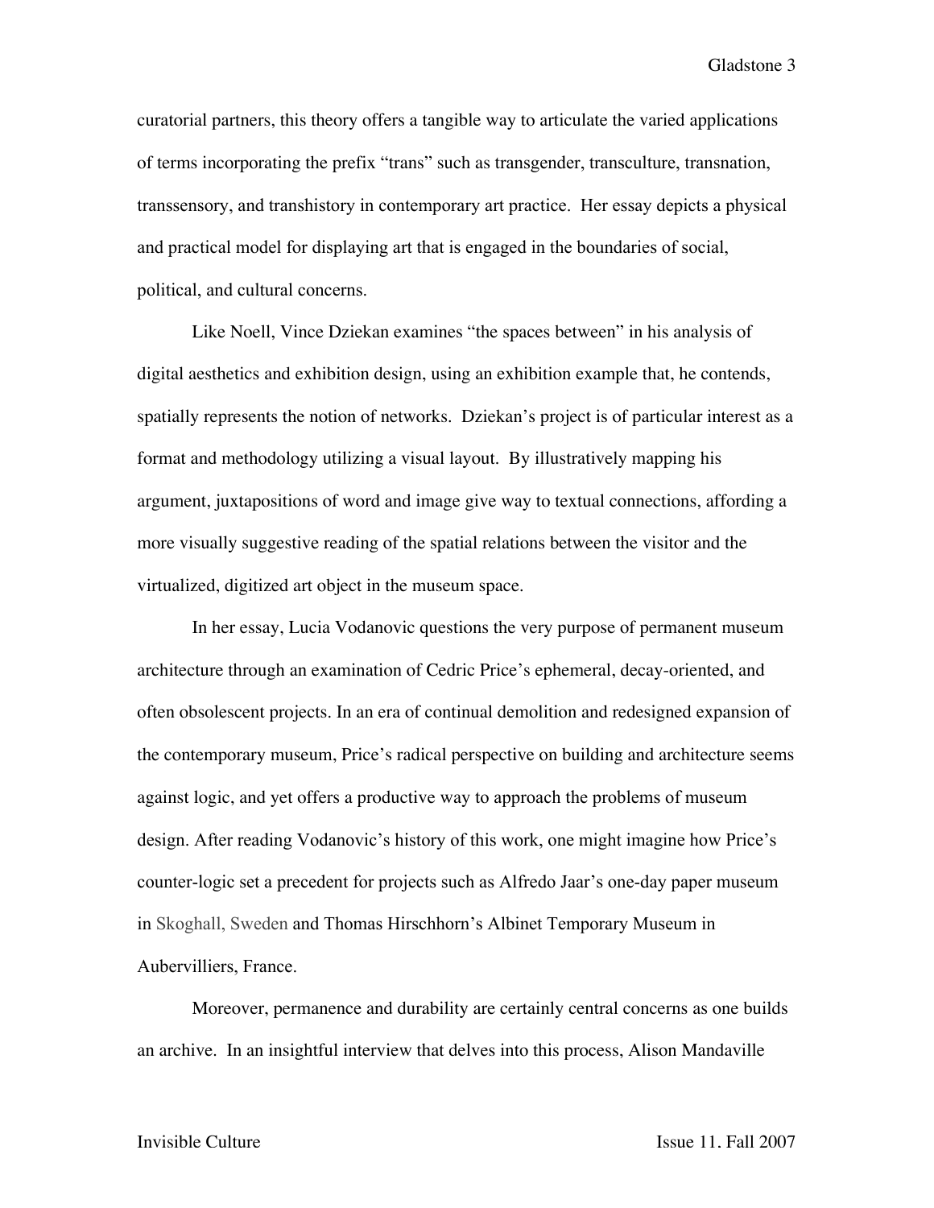curatorial partners, this theory offers a tangible way to articulate the varied applications of terms incorporating the prefix "trans" such as transgender, transculture, transnation, transsensory, and transhistory in contemporary art practice. Her essay depicts a physical and practical model for displaying art that is engaged in the boundaries of social, political, and cultural concerns.

Like Noell, Vince Dziekan examines "the spaces between" in his analysis of digital aesthetics and exhibition design, using an exhibition example that, he contends, spatially represents the notion of networks. Dziekan's project is of particular interest as a format and methodology utilizing a visual layout. By illustratively mapping his argument, juxtapositions of word and image give way to textual connections, affording a more visually suggestive reading of the spatial relations between the visitor and the virtualized, digitized art object in the museum space.

In her essay, Lucia Vodanovic questions the very purpose of permanent museum architecture through an examination of Cedric Price's ephemeral, decay-oriented, and often obsolescent projects. In an era of continual demolition and redesigned expansion of the contemporary museum, Price's radical perspective on building and architecture seems against logic, and yet offers a productive way to approach the problems of museum design. After reading Vodanovic's history of this work, one might imagine how Price's counter-logic set a precedent for projects such as Alfredo Jaar's one-day paper museum in Skoghall, Sweden and Thomas Hirschhorn's Albinet Temporary Museum in Aubervilliers, France.

Moreover, permanence and durability are certainly central concerns as one builds an archive. In an insightful interview that delves into this process, Alison Mandaville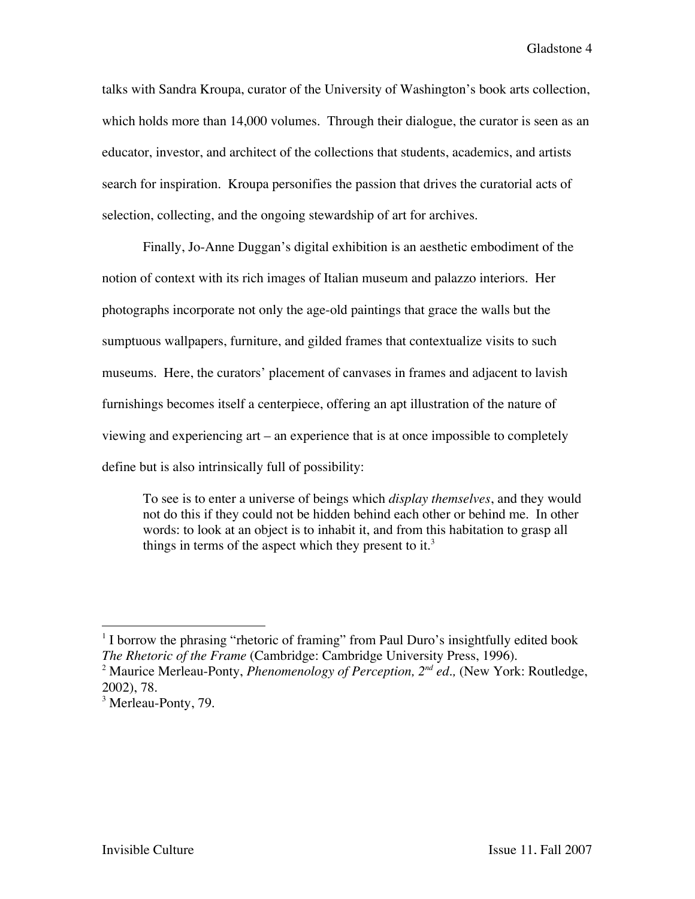talks with Sandra Kroupa, curator of the University of Washington's book arts collection, which holds more than 14,000 volumes. Through their dialogue, the curator is seen as an educator, investor, and architect of the collections that students, academics, and artists search for inspiration. Kroupa personifies the passion that drives the curatorial acts of selection, collecting, and the ongoing stewardship of art for archives.

Finally, Jo-Anne Duggan's digital exhibition is an aesthetic embodiment of the notion of context with its rich images of Italian museum and palazzo interiors. Her photographs incorporate not only the age-old paintings that grace the walls but the sumptuous wallpapers, furniture, and gilded frames that contextualize visits to such museums. Here, the curators' placement of canvases in frames and adjacent to lavish furnishings becomes itself a centerpiece, offering an apt illustration of the nature of viewing and experiencing art – an experience that is at once impossible to completely define but is also intrinsically full of possibility:

> To see is to enter a universe of beings which *display themselves*, and they would not do this if they could not be hidden behind each other or behind me. In other words: to look at an object is to inhabit it, and from this habitation to grasp all things in terms of the aspect which they present to it.[3]

---

[1] I borrow the phrasing "rhetoric of framing" from Paul Duro's insightfully edited book *The Rhetoric of the Frame* (Cambridge: Cambridge University Press, 1996).

[2] Maurice Merleau-Ponty, *Phenomenology of Perception, 2nd ed.,* (New York: Routledge, 2002), 78.

[3] Merleau-Ponty, 79.